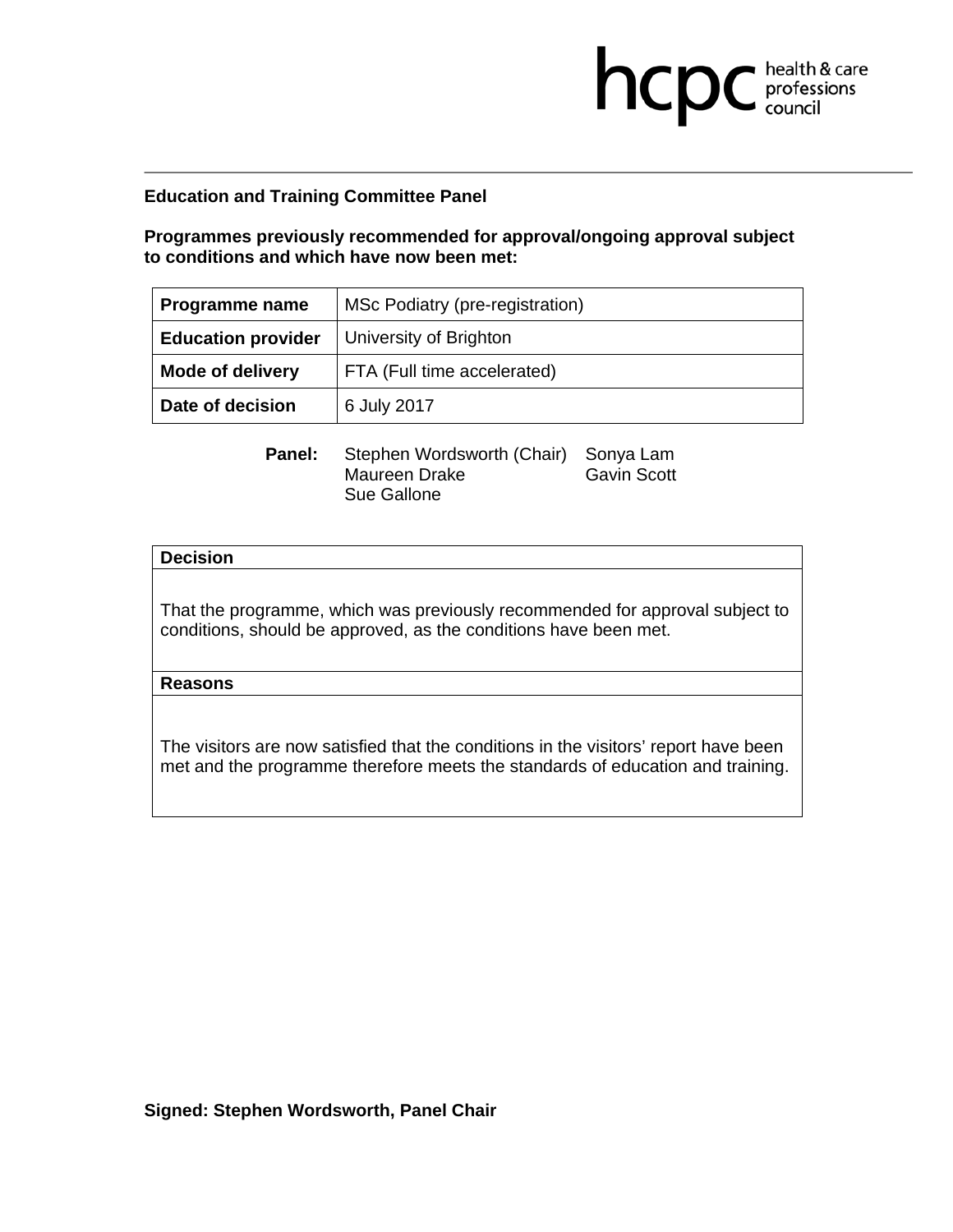hcpc health & care professions council

**Education and Training Committee Panel**

**Programmes previously recommended for approval/ongoing approval subject to conditions and which have now been met:**

| **Programme name** | MSc Podiatry (pre-registration) |
|---|---|
| **Education provider** | University of Brighton |
| **Mode of delivery** | FTA (Full time accelerated) |
| **Date of decision** | 6 July 2017 |

**Panel:** Stephen Wordsworth (Chair), Maureen Drake, Sue Gallone, Sonya Lam, Gavin Scott

| **Decision** |
|---|
| That the programme, which was previously recommended for approval subject to conditions, should be approved, as the conditions have been met. |
| **Reasons** |
| The visitors are now satisfied that the conditions in the visitors' report have been met and the programme therefore meets the standards of education and training. |

**Signed: Stephen Wordsworth, Panel Chair**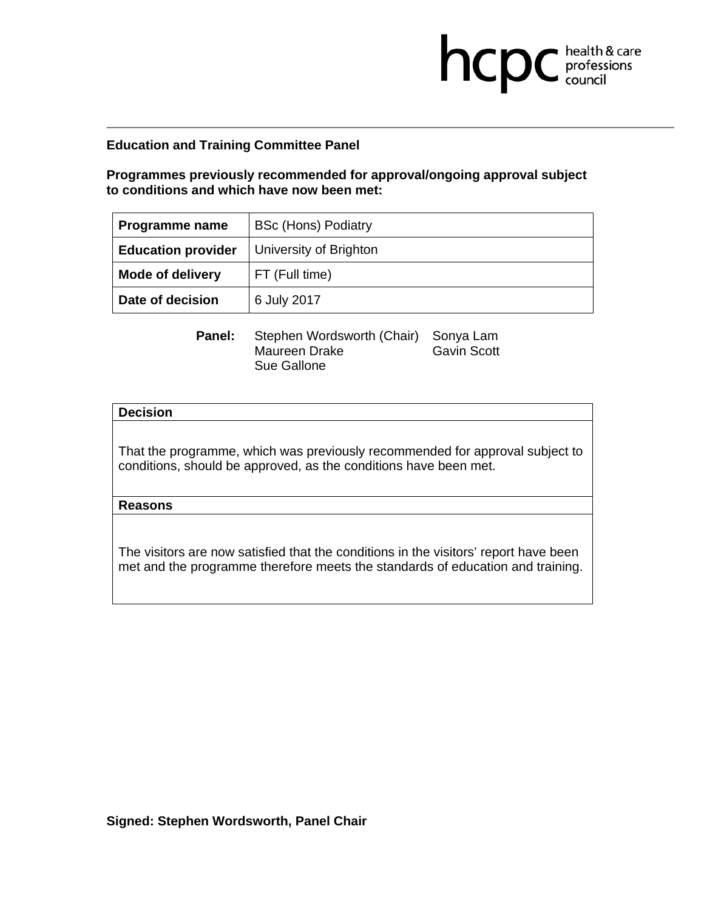**Education and Training Committee Panel**

**Programmes previously recommended for approval/ongoing approval subject to conditions and which have now been met:**

| **Programme name** | BSc (Hons) Podiatry |
|---|---|
| **Education provider** | University of Brighton |
| **Mode of delivery** | FT (Full time) |
| **Date of decision** | 6 July 2017 |

**Panel:** Stephen Wordsworth (Chair), Maureen Drake, Sue Gallone, Sonya Lam, Gavin Scott

| **Decision** |
|---|
| That the programme, which was previously recommended for approval subject to conditions, should be approved, as the conditions have been met. |
| **Reasons** |
| The visitors are now satisfied that the conditions in the visitors' report have been met and the programme therefore meets the standards of education and training. |

**Signed: Stephen Wordsworth, Panel Chair**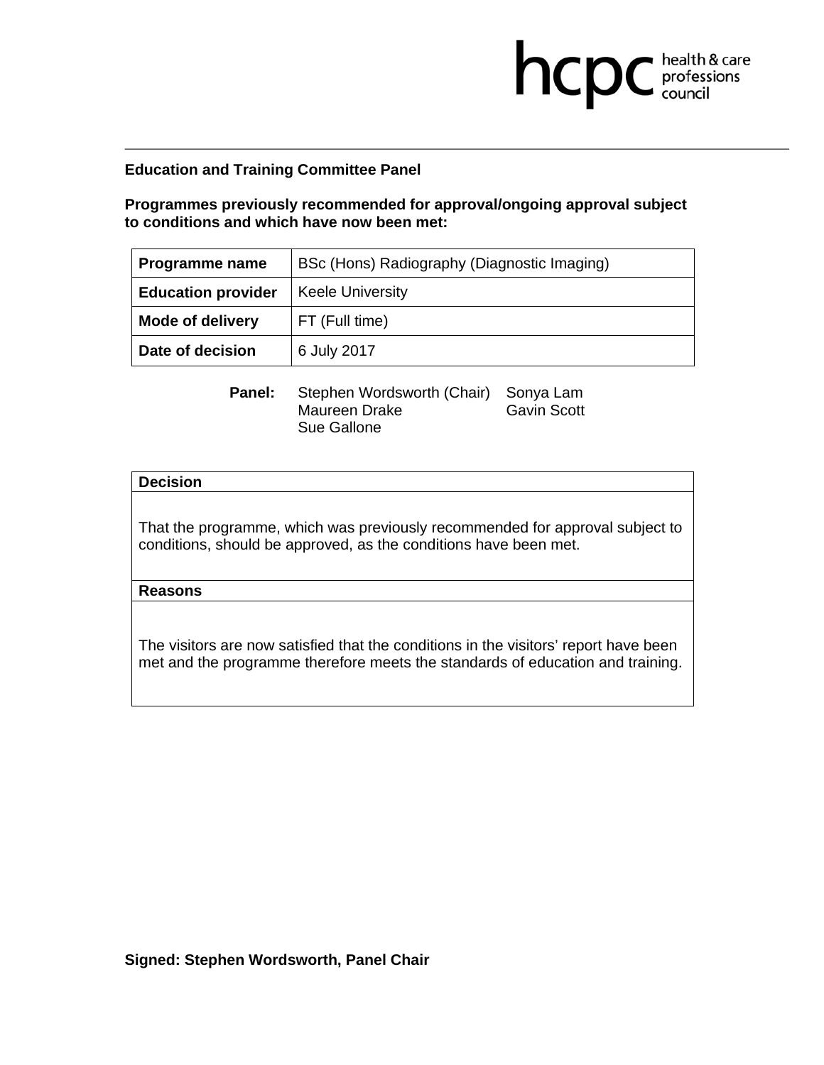**Education and Training Committee Panel**

**Programmes previously recommended for approval/ongoing approval subject to conditions and which have now been met:**

| **Programme name** | BSc (Hons) Radiography (Diagnostic Imaging) |
|---|---|
| **Education provider** | Keele University |
| **Mode of delivery** | FT (Full time) |
| **Date of decision** | 6 July 2017 |

**Panel:** Stephen Wordsworth (Chair), Maureen Drake, Sue Gallone, Sonya Lam, Gavin Scott

| **Decision** |
|---|
| That the programme, which was previously recommended for approval subject to conditions, should be approved, as the conditions have been met. |
| **Reasons** |
| The visitors are now satisfied that the conditions in the visitors' report have been met and the programme therefore meets the standards of education and training. |

**Signed: Stephen Wordsworth, Panel Chair**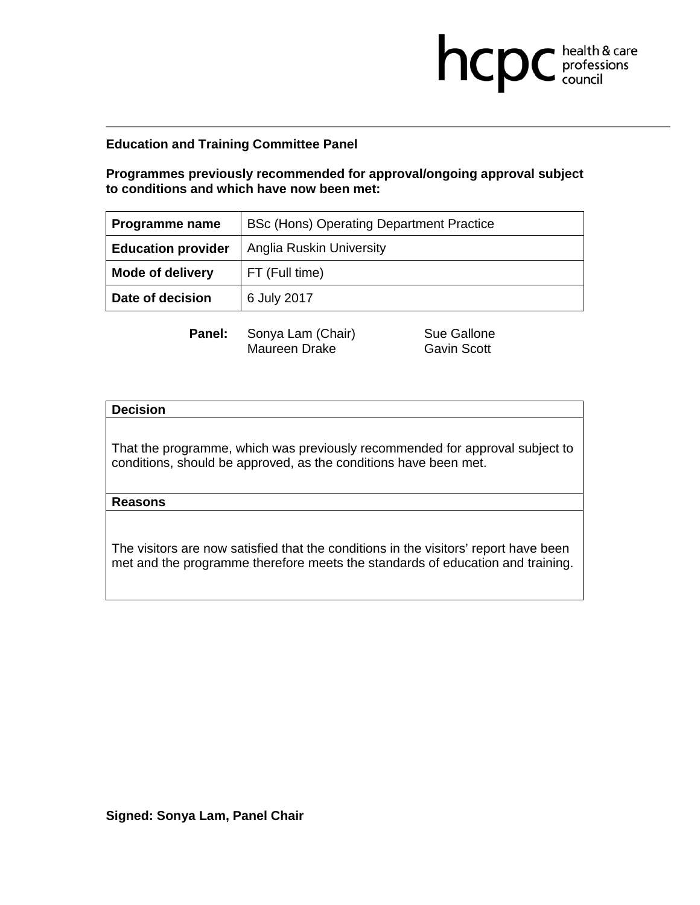hcpc health & care professions council

**Education and Training Committee Panel**

**Programmes previously recommended for approval/ongoing approval subject to conditions and which have now been met:**

| | |
|---|---|
| **Programme name** | BSc (Hons) Operating Department Practice |
| **Education provider** | Anglia Ruskin University |
| **Mode of delivery** | FT (Full time) |
| **Date of decision** | 6 July 2017 |

**Panel:** Sonya Lam (Chair), Maureen Drake, Sue Gallone, Gavin Scott

**Decision**

That the programme, which was previously recommended for approval subject to conditions, should be approved, as the conditions have been met.

**Reasons**

The visitors are now satisfied that the conditions in the visitors' report have been met and the programme therefore meets the standards of education and training.

**Signed: Sonya Lam, Panel Chair**